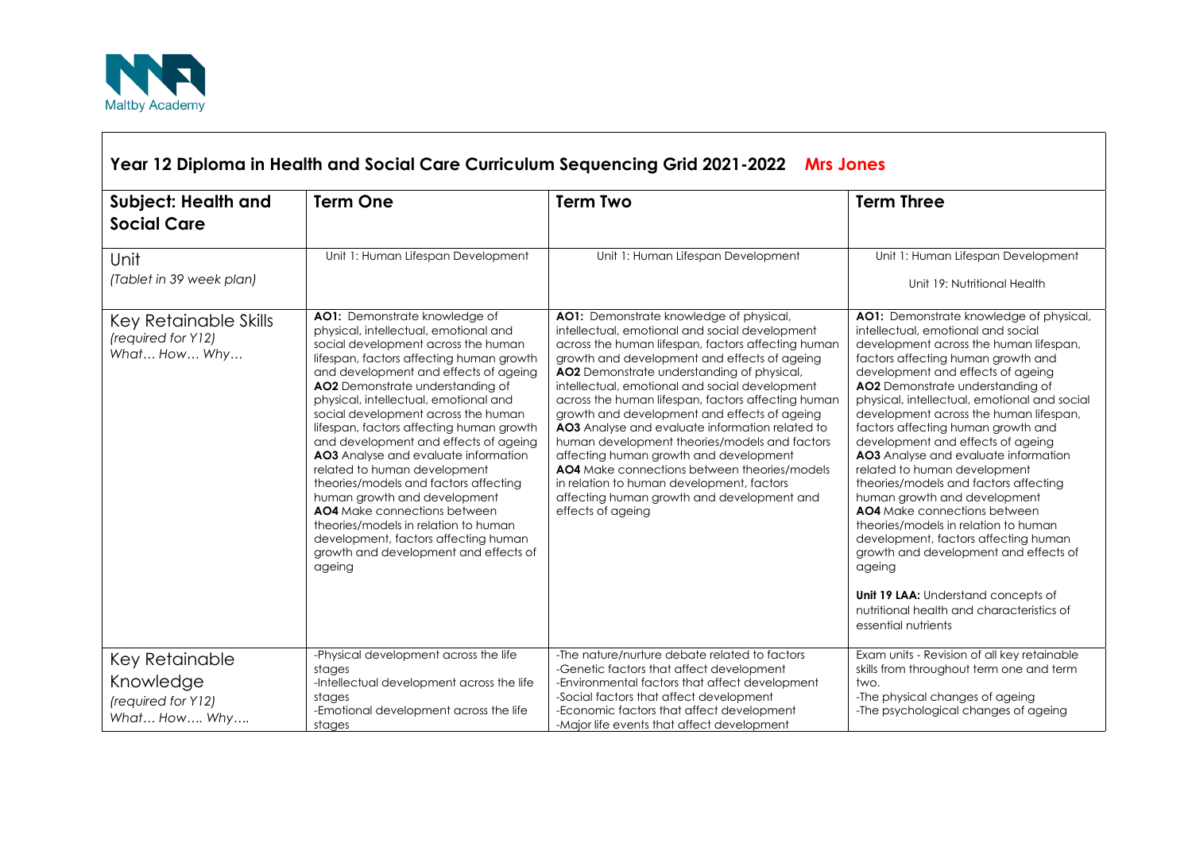Maltby Academy

## Year 12 Diploma in Health and Social Care Curriculum Sequencing Grid 2021-2022 Mrs Jones

| Subject: Health and Social Care | Term One | Term Two | Term Three |
|---|---|---|---|
| Unit *(Tablet in 39 week plan)* | Unit 1: Human Lifespan Development | Unit 1: Human Lifespan Development | Unit 1: Human Lifespan Development<br><br>Unit 19: Nutritional Health |
| Key Retainable Skills *(required for Y12)* *What… How… Why…* | **AO1:** Demonstrate knowledge of physical, intellectual, emotional and social development across the human lifespan, factors affecting human growth and development and effects of ageing<br>**AO2** Demonstrate understanding of physical, intellectual, emotional and social development across the human lifespan, factors affecting human growth and development and effects of ageing<br>**AO3** Analyse and evaluate information related to human development theories/models and factors affecting human growth and development<br>**AO4** Make connections between theories/models in relation to human development, factors affecting human growth and development and effects of ageing | **AO1:** Demonstrate knowledge of physical, intellectual, emotional and social development across the human lifespan, factors affecting human growth and development and effects of ageing<br>**AO2** Demonstrate understanding of physical, intellectual, emotional and social development across the human lifespan, factors affecting human growth and development and effects of ageing<br>**AO3** Analyse and evaluate information related to human development theories/models and factors affecting human growth and development<br>**AO4** Make connections between theories/models in relation to human development, factors affecting human growth and development and effects of ageing | **AO1:** Demonstrate knowledge of physical, intellectual, emotional and social development across the human lifespan, factors affecting human growth and development and effects of ageing<br>**AO2** Demonstrate understanding of physical, intellectual, emotional and social development across the human lifespan, factors affecting human growth and development and effects of ageing<br>**AO3** Analyse and evaluate information related to human development theories/models and factors affecting human growth and development<br>**AO4** Make connections between theories/models in relation to human development, factors affecting human growth and development and effects of ageing<br><br>**Unit 19 LAA:** Understand concepts of nutritional health and characteristics of essential nutrients |
| Key Retainable Knowledge *(required for Y12)* *What… How…. Why….* | -Physical development across the life stages<br>-Intellectual development across the life stages<br>-Emotional development across the life stages | -The nature/nurture debate related to factors<br>-Genetic factors that affect development<br>-Environmental factors that affect development<br>-Social factors that affect development<br>-Economic factors that affect development<br>-Major life events that affect development | Exam units - Revision of all key retainable skills from throughout term one and term two.<br>-The physical changes of ageing<br>-The psychological changes of ageing |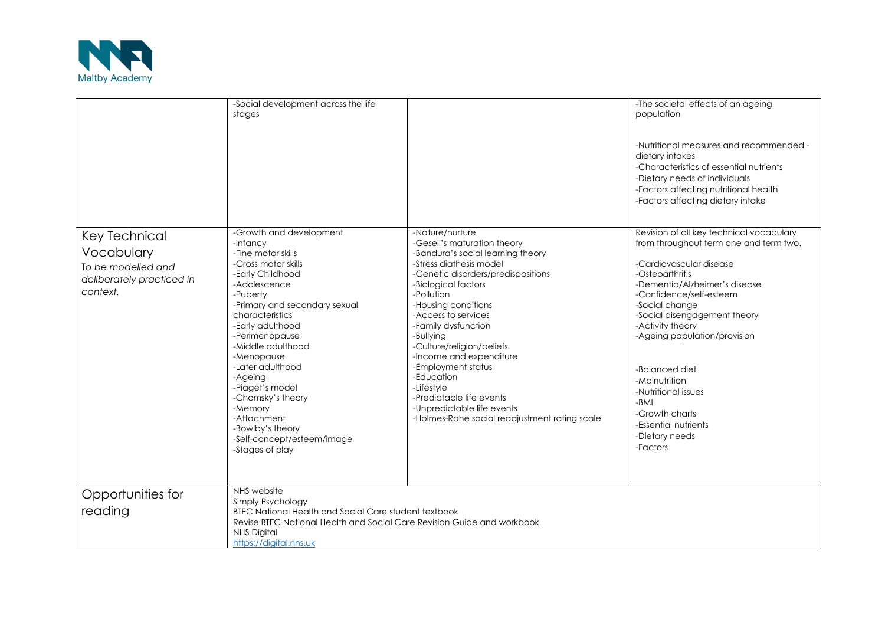| | | | |
|---|---|---|---|
| | -Social development across the life stages | | -The societal effects of an ageing population<br><br>-Nutritional measures and recommended - dietary intakes<br>-Characteristics of essential nutrients<br>-Dietary needs of individuals<br>-Factors affecting nutritional health<br>-Factors affecting dietary intake |
| Key Technical Vocabulary<br>*To be modelled and deliberately practiced in context.* | -Growth and development<br>-Infancy<br>-Fine motor skills<br>-Gross motor skills<br>-Early Childhood<br>-Adolescence<br>-Puberty<br>-Primary and secondary sexual characteristics<br>-Early adulthood<br>-Perimenopause<br>-Middle adulthood<br>-Menopause<br>-Later adulthood<br>-Ageing<br>-Piaget's model<br>-Chomsky's theory<br>-Memory<br>-Attachment<br>-Bowlby's theory<br>-Self-concept/esteem/image<br>-Stages of play | -Nature/nurture<br>-Gesell's maturation theory<br>-Bandura's social learning theory<br>-Stress diathesis model<br>-Genetic disorders/predispositions<br>-Biological factors<br>-Pollution<br>-Housing conditions<br>-Access to services<br>-Family dysfunction<br>-Bullying<br>-Culture/religion/beliefs<br>-Income and expenditure<br>-Employment status<br>-Education<br>-Lifestyle<br>-Predictable life events<br>-Unpredictable life events<br>-Holmes-Rahe social readjustment rating scale | Revision of all key technical vocabulary from throughout term one and term two.<br><br>-Cardiovascular disease<br>-Osteoarthritis<br>-Dementia/Alzheimer's disease<br>-Confidence/self-esteem<br>-Social change<br>-Social disengagement theory<br>-Activity theory<br>-Ageing population/provision<br><br>-Balanced diet<br>-Malnutrition<br>-Nutritional issues<br>-BMI<br>-Growth charts<br>-Essential nutrients<br>-Dietary needs<br>-Factors |
| Opportunities for reading | NHS website<br>Simply Psychology<br>BTEC National Health and Social Care student textbook<br>Revise BTEC National Health and Social Care Revision Guide and workbook<br>NHS Digital<br>https://digital.nhs.uk | | |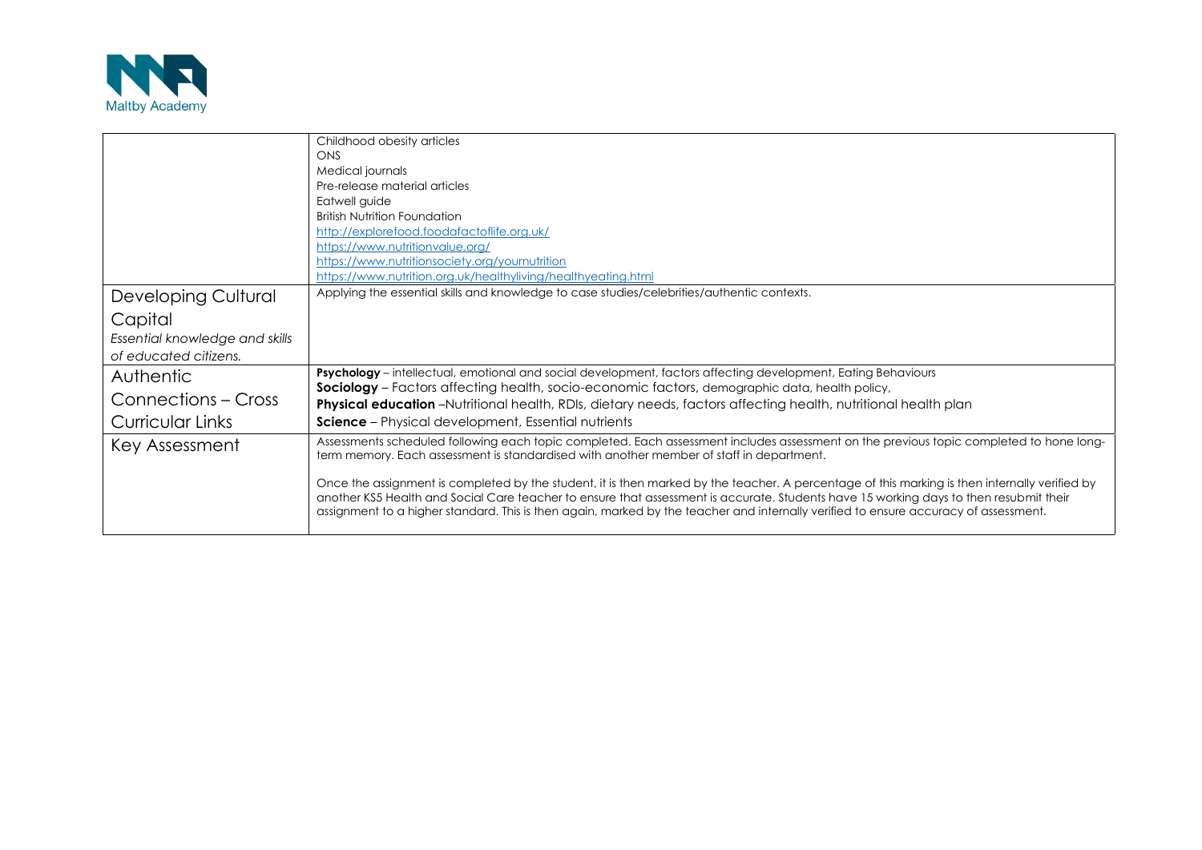| | |
|---|---|
| | Childhood obesity articles<br>ONS<br>Medical journals<br>Pre-release material articles<br>Eatwell guide<br>British Nutrition Foundation<br>http://explorefood.foodafactoflife.org.uk/<br>https://www.nutritionvalue.org/<br>https://www.nutritionsociety.org/yournutrition<br>https://www.nutrition.org.uk/healthyliving/healthyeating.html |
| Developing Cultural Capital<br>*Essential knowledge and skills of educated citizens.* | Applying the essential skills and knowledge to case studies/celebrities/authentic contexts. |
| Authentic Connections – Cross Curricular Links | **Psychology** – intellectual, emotional and social development, factors affecting development, Eating Behaviours<br>**Sociology** – Factors affecting health, socio-economic factors, demographic data, health policy,<br>**Physical education** –Nutritional health, RDIs, dietary needs, factors affecting health, nutritional health plan<br>**Science** – Physical development, Essential nutrients |
| Key Assessment | Assessments scheduled following each topic completed. Each assessment includes assessment on the previous topic completed to hone long-term memory. Each assessment is standardised with another member of staff in department.<br><br>Once the assignment is completed by the student, it is then marked by the teacher. A percentage of this marking is then internally verified by another KS5 Health and Social Care teacher to ensure that assessment is accurate. Students have 15 working days to then resubmit their assignment to a higher standard. This is then again, marked by the teacher and internally verified to ensure accuracy of assessment. |